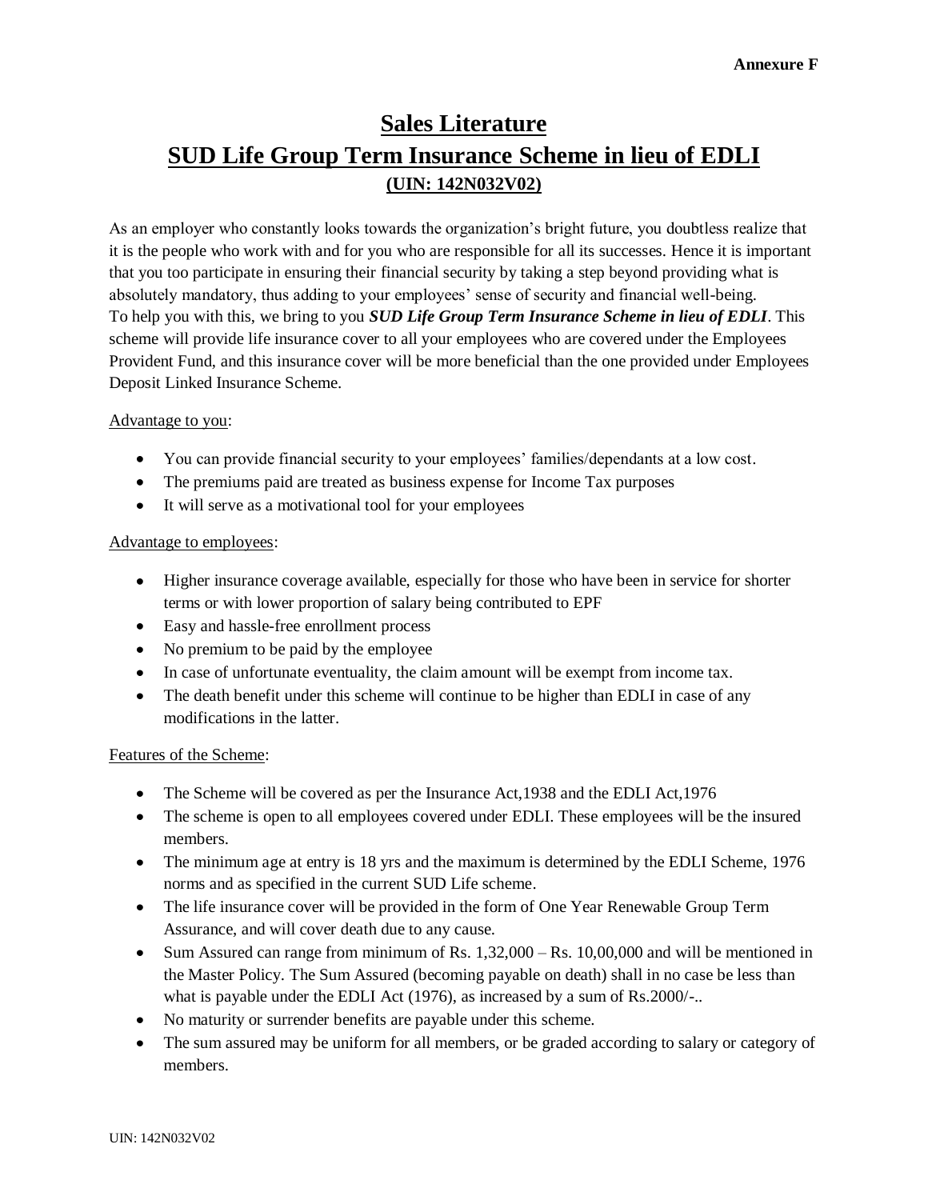**Annexure F**

# Sales Literature

# SUD Life Group Term Insurance Scheme in lieu of EDLI

## (UIN: 142N032V02)

As an employer who constantly looks towards the organization's bright future, you doubtless realize that it is the people who work with and for you who are responsible for all its successes. Hence it is important that you too participate in ensuring their financial security by taking a step beyond providing what is absolutely mandatory, thus adding to your employees' sense of security and financial well-being.
To help you with this, we bring to you ***SUD Life Group Term Insurance Scheme in lieu of EDLI***. This scheme will provide life insurance cover to all your employees who are covered under the Employees Provident Fund, and this insurance cover will be more beneficial than the one provided under Employees Deposit Linked Insurance Scheme.

Advantage to you:

- You can provide financial security to your employees' families/dependants at a low cost.
- The premiums paid are treated as business expense for Income Tax purposes
- It will serve as a motivational tool for your employees

Advantage to employees:

- Higher insurance coverage available, especially for those who have been in service for shorter terms or with lower proportion of salary being contributed to EPF
- Easy and hassle-free enrollment process
- No premium to be paid by the employee
- In case of unfortunate eventuality, the claim amount will be exempt from income tax.
- The death benefit under this scheme will continue to be higher than EDLI in case of any modifications in the latter.

Features of the Scheme:

- The Scheme will be covered as per the Insurance Act,1938 and the EDLI Act,1976
- The scheme is open to all employees covered under EDLI. These employees will be the insured members.
- The minimum age at entry is 18 yrs and the maximum is determined by the EDLI Scheme, 1976 norms and as specified in the current SUD Life scheme.
- The life insurance cover will be provided in the form of One Year Renewable Group Term Assurance, and will cover death due to any cause.
- Sum Assured can range from minimum of Rs. 1,32,000 – Rs. 10,00,000 and will be mentioned in the Master Policy. The Sum Assured (becoming payable on death) shall in no case be less than what is payable under the EDLI Act (1976), as increased by a sum of Rs.2000/-..
- No maturity or surrender benefits are payable under this scheme.
- The sum assured may be uniform for all members, or be graded according to salary or category of members.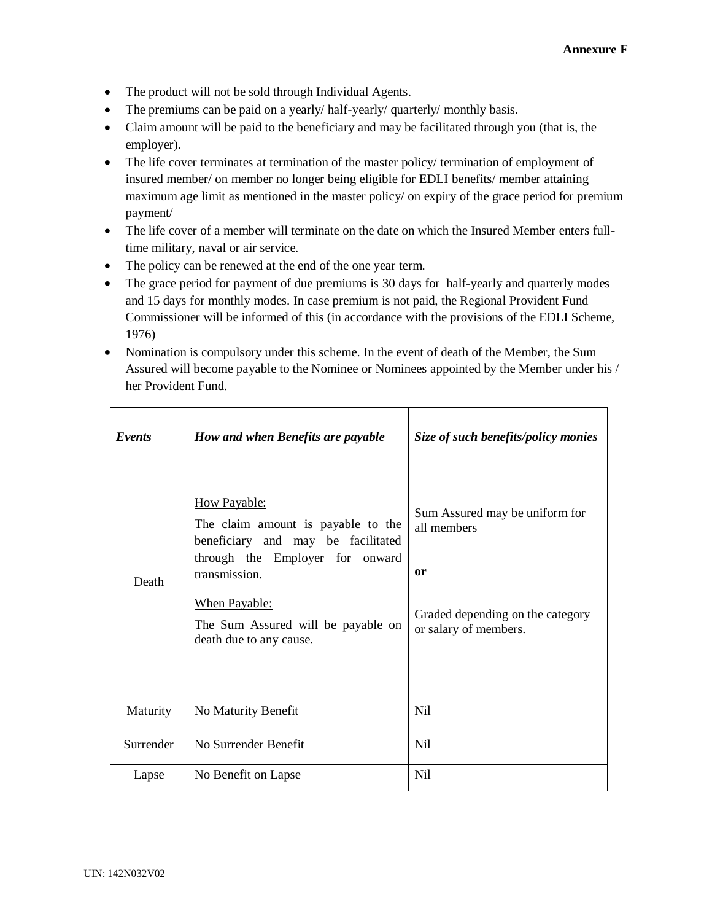**Annexure F**

- The product will not be sold through Individual Agents.
- The premiums can be paid on a yearly/ half-yearly/ quarterly/ monthly basis.
- Claim amount will be paid to the beneficiary and may be facilitated through you (that is, the employer).
- The life cover terminates at termination of the master policy/ termination of employment of insured member/ on member no longer being eligible for EDLI benefits/ member attaining maximum age limit as mentioned in the master policy/ on expiry of the grace period for premium payment/
- The life cover of a member will terminate on the date on which the Insured Member enters full-time military, naval or air service.
- The policy can be renewed at the end of the one year term.
- The grace period for payment of due premiums is 30 days for half-yearly and quarterly modes and 15 days for monthly modes. In case premium is not paid, the Regional Provident Fund Commissioner will be informed of this (in accordance with the provisions of the EDLI Scheme, 1976)
- Nomination is compulsory under this scheme. In the event of death of the Member, the Sum Assured will become payable to the Nominee or Nominees appointed by the Member under his / her Provident Fund.

| ***Events*** | ***How and when Benefits are payable*** | ***Size of such benefits/policy monies*** |
|---|---|---|
| Death | <u>How Payable:</u><br>The claim amount is payable to the beneficiary and may be facilitated through the Employer for onward transmission.<br><u>When Payable:</u><br>The Sum Assured will be payable on death due to any cause. | Sum Assured may be uniform for all members<br>**or**<br>Graded depending on the category or salary of members. |
| Maturity | No Maturity Benefit | Nil |
| Surrender | No Surrender Benefit | Nil |
| Lapse | No Benefit on Lapse | Nil |

UIN: 142N032V02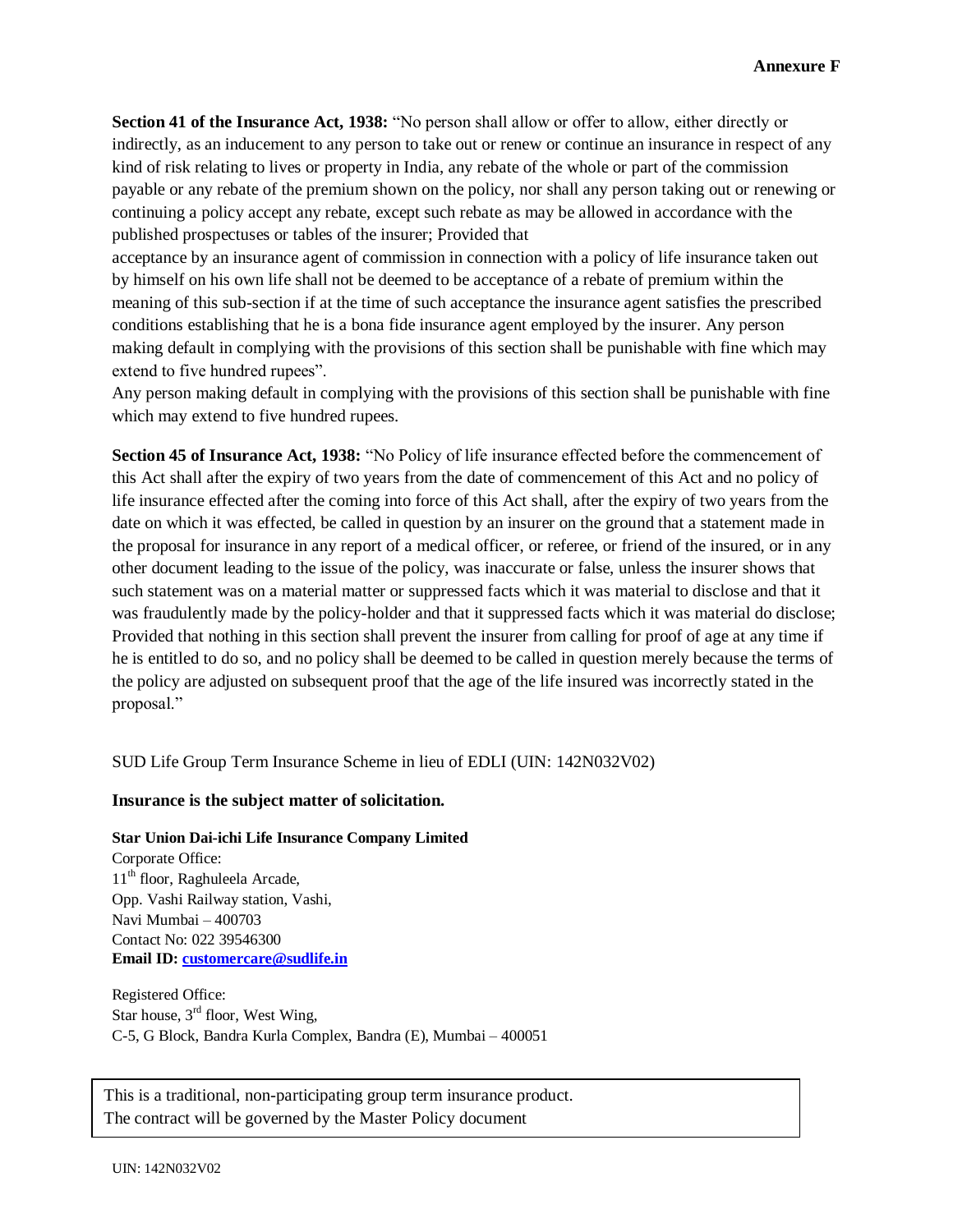**Annexure F**

**Section 41 of the Insurance Act, 1938:** "No person shall allow or offer to allow, either directly or indirectly, as an inducement to any person to take out or renew or continue an insurance in respect of any kind of risk relating to lives or property in India, any rebate of the whole or part of the commission payable or any rebate of the premium shown on the policy, nor shall any person taking out or renewing or continuing a policy accept any rebate, except such rebate as may be allowed in accordance with the published prospectuses or tables of the insurer; Provided that
acceptance by an insurance agent of commission in connection with a policy of life insurance taken out by himself on his own life shall not be deemed to be acceptance of a rebate of premium within the meaning of this sub-section if at the time of such acceptance the insurance agent satisfies the prescribed conditions establishing that he is a bona fide insurance agent employed by the insurer. Any person making default in complying with the provisions of this section shall be punishable with fine which may extend to five hundred rupees".
Any person making default in complying with the provisions of this section shall be punishable with fine which may extend to five hundred rupees.

**Section 45 of Insurance Act, 1938:** "No Policy of life insurance effected before the commencement of this Act shall after the expiry of two years from the date of commencement of this Act and no policy of life insurance effected after the coming into force of this Act shall, after the expiry of two years from the date on which it was effected, be called in question by an insurer on the ground that a statement made in the proposal for insurance in any report of a medical officer, or referee, or friend of the insured, or in any other document leading to the issue of the policy, was inaccurate or false, unless the insurer shows that such statement was on a material matter or suppressed facts which it was material to disclose and that it was fraudulently made by the policy-holder and that it suppressed facts which it was material do disclose; Provided that nothing in this section shall prevent the insurer from calling for proof of age at any time if he is entitled to do so, and no policy shall be deemed to be called in question merely because the terms of the policy are adjusted on subsequent proof that the age of the life insured was incorrectly stated in the proposal."

SUD Life Group Term Insurance Scheme in lieu of EDLI (UIN: 142N032V02)

**Insurance is the subject matter of solicitation.**

**Star Union Dai-ichi Life Insurance Company Limited**
Corporate Office:
11th floor, Raghuleela Arcade,
Opp. Vashi Railway station, Vashi,
Navi Mumbai – 400703
Contact No: 022 39546300
**Email ID: customercare@sudlife.in**

Registered Office:
Star house, 3rd floor, West Wing,
C-5, G Block, Bandra Kurla Complex, Bandra (E), Mumbai – 400051

This is a traditional, non-participating group term insurance product.
The contract will be governed by the Master Policy document

UIN: 142N032V02